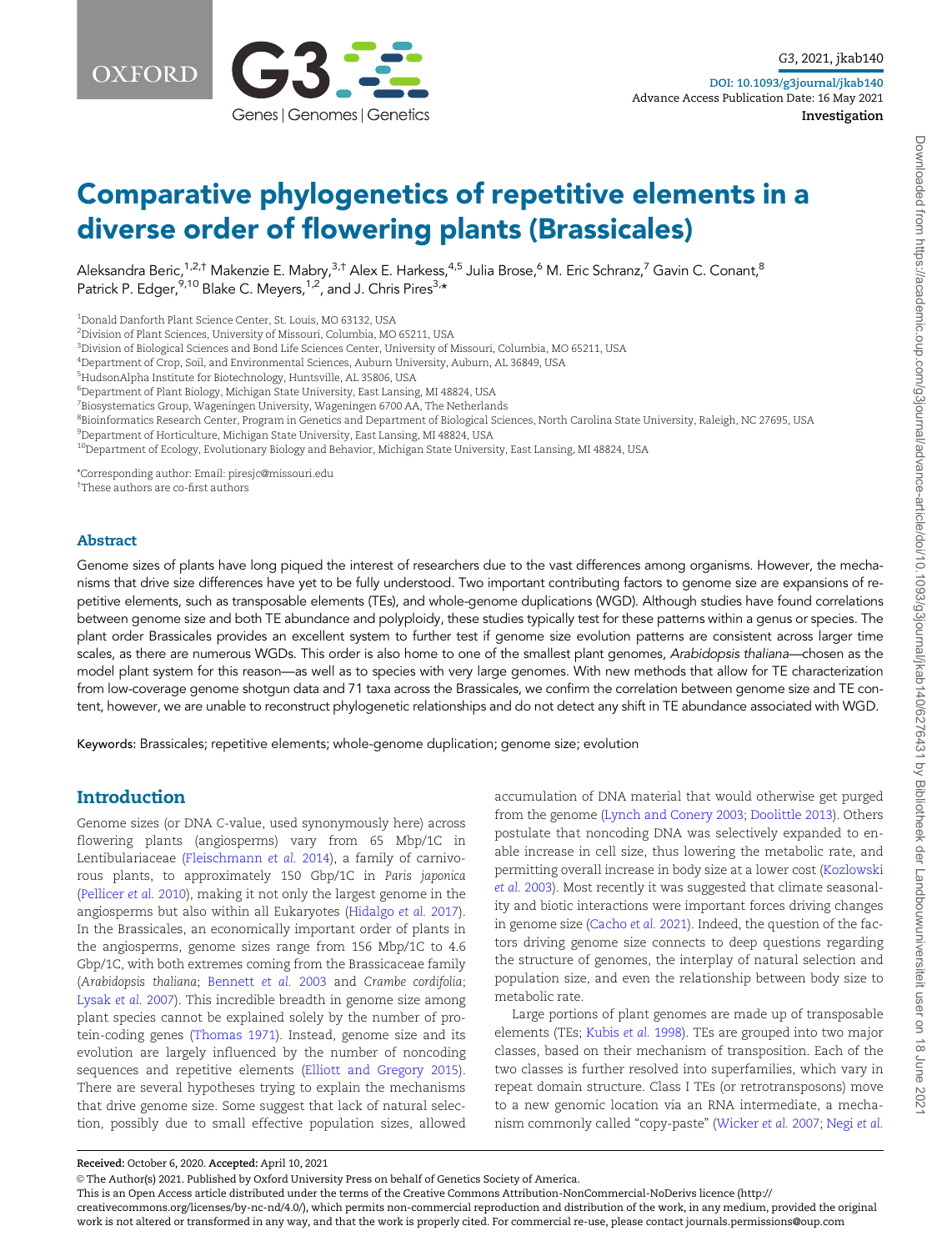# Comparative phylogenetics of repetitive elements in a diverse order of flowering plants (Brassicales)

Aleksandra Beric,[1,2,†] Makenzie E. Mabry,[3,†] Alex E. Harkess,[4,5] Julia Brose,[6] M. Eric Schranz,[7] Gavin C. Conant,[8] Patrick P. Edger,[9,10] Blake C. Meyers,[1,2] and J. Chris Pires[3,*]

[1]Donald Danforth Plant Science Center, St. Louis, MO 63132, USA
[2]Division of Plant Sciences, University of Missouri, Columbia, MO 65211, USA
[3]Division of Biological Sciences and Bond Life Sciences Center, University of Missouri, Columbia, MO 65211, USA
[4]Department of Crop, Soil, and Environmental Sciences, Auburn University, Auburn, AL 36849, USA
[5]HudsonAlpha Institute for Biotechnology, Huntsville, AL 35806, USA
[6]Department of Plant Biology, Michigan State University, East Lansing, MI 48824, USA
[7]Biosystematics Group, Wageningen University, Wageningen 6700 AA, The Netherlands
[8]Bioinformatics Research Center, Program in Genetics and Department of Biological Sciences, North Carolina State University, Raleigh, NC 27695, USA
[9]Department of Horticulture, Michigan State University, East Lansing, MI 48824, USA
[10]Department of Ecology, Evolutionary Biology and Behavior, Michigan State University, East Lansing, MI 48824, USA

*Corresponding author: Email: piresjc@missouri.edu
†These authors are co-first authors

## Abstract

Genome sizes of plants have long piqued the interest of researchers due to the vast differences among organisms. However, the mechanisms that drive size differences have yet to be fully understood. Two important contributing factors to genome size are expansions of repetitive elements, such as transposable elements (TEs), and whole-genome duplications (WGD). Although studies have found correlations between genome size and both TE abundance and polyploidy, these studies typically test for these patterns within a genus or species. The plant order Brassicales provides an excellent system to further test if genome size evolution patterns are consistent across larger time scales, as there are numerous WGDs. This order is also home to one of the smallest plant genomes, *Arabidopsis thaliana*—chosen as the model plant system for this reason—as well as to species with very large genomes. With new methods that allow for TE characterization from low-coverage genome shotgun data and 71 taxa across the Brassicales, we confirm the correlation between genome size and TE content, however, we are unable to reconstruct phylogenetic relationships and do not detect any shift in TE abundance associated with WGD.

**Keywords:** Brassicales; repetitive elements; whole-genome duplication; genome size; evolution

## Introduction

Genome sizes (or DNA C-value, used synonymously here) across flowering plants (angiosperms) vary from 65 Mbp/1C in Lentibulariaceae (Fleischmann *et al.* 2014), a family of carnivorous plants, to approximately 150 Gbp/1C in *Paris japonica* (Pellicer *et al.* 2010), making it not only the largest genome in the angiosperms but also within all Eukaryotes (Hidalgo *et al.* 2017). In the Brassicales, an economically important order of plants in the angiosperms, genome sizes range from 156 Mbp/1C to 4.6 Gbp/1C, with both extremes coming from the Brassicaceae family (*Arabidopsis thaliana*; Bennett *et al.* 2003 and *Crambe cordifolia*; Lysak *et al.* 2007). This incredible breadth in genome size among plant species cannot be explained solely by the number of protein-coding genes (Thomas 1971). Instead, genome size and its evolution are largely influenced by the number of noncoding sequences and repetitive elements (Elliott and Gregory 2015). There are several hypotheses trying to explain the mechanisms that drive genome size. Some suggest that lack of natural selection, possibly due to small effective population sizes, allowed accumulation of DNA material that would otherwise get purged from the genome (Lynch and Conery 2003; Doolittle 2013). Others postulate that noncoding DNA was selectively expanded to enable increase in cell size, thus lowering the metabolic rate, and permitting overall increase in body size at a lower cost (Kozlowski *et al.* 2003). Most recently it was suggested that climate seasonality and biotic interactions were important forces driving changes in genome size (Cacho *et al.* 2021). Indeed, the question of the factors driving genome size connects to deep questions regarding the structure of genomes, the interplay of natural selection and population size, and even the relationship between body size to metabolic rate.

Large portions of plant genomes are made up of transposable elements (TEs; Kubis *et al.* 1998). TEs are grouped into two major classes, based on their mechanism of transposition. Each of the two classes is further resolved into superfamilies, which vary in repeat domain structure. Class I TEs (or retrotransposons) move to a new genomic location via an RNA intermediate, a mechanism commonly called "copy-paste" (Wicker *et al.* 2007; Negi *et al.*

**Received:** October 6, 2020. **Accepted:** April 10, 2021
© The Author(s) 2021. Published by Oxford University Press on behalf of Genetics Society of America.
This is an Open Access article distributed under the terms of the Creative Commons Attribution-NonCommercial-NoDerivs licence (http://creativecommons.org/licenses/by-nc-nd/4.0/), which permits non-commercial reproduction and distribution of the work, in any medium, provided the original work is not altered or transformed in any way, and that the work is properly cited. For commercial re-use, please contact journals.permissions@oup.com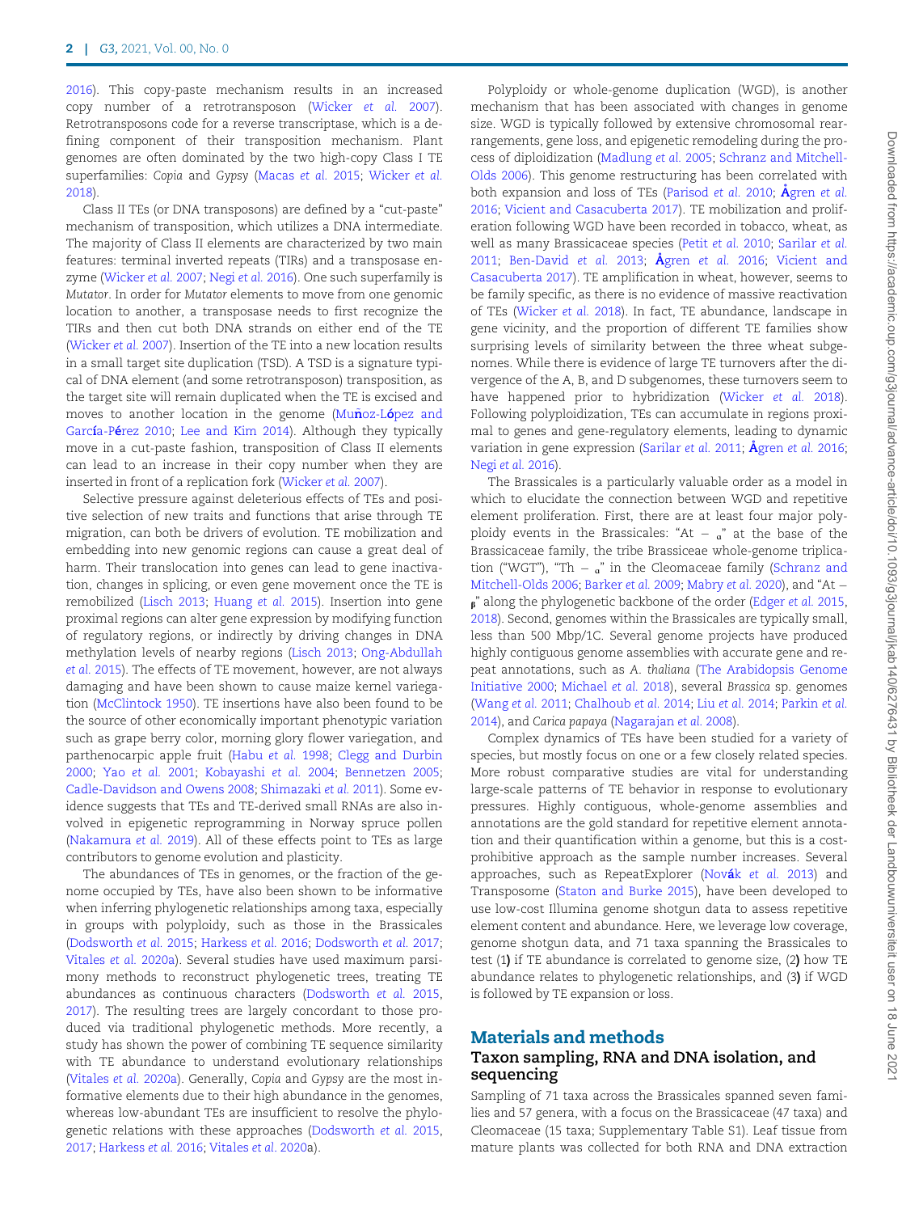2016). This copy-paste mechanism results in an increased copy number of a retrotransposon (Wicker et al. 2007). Retrotransposons code for a reverse transcriptase, which is a defining component of their transposition mechanism. Plant genomes are often dominated by the two high-copy Class I TE superfamilies: *Copia* and *Gypsy* (Macas et al. 2015; Wicker et al. 2018).

Class II TEs (or DNA transposons) are defined by a "cut-paste" mechanism of transposition, which utilizes a DNA intermediate. The majority of Class II elements are characterized by two main features: terminal inverted repeats (TIRs) and a transposase enzyme (Wicker et al. 2007; Negi et al. 2016). One such superfamily is *Mutator*. In order for *Mutator* elements to move from one genomic location to another, a transposase needs to first recognize the TIRs and then cut both DNA strands on either end of the TE (Wicker et al. 2007). Insertion of the TE into a new location results in a small target site duplication (TSD). A TSD is a signature typical of DNA element (and some retrotransposon) transposition, as the target site will remain duplicated when the TE is excised and moves to another location in the genome (Muñoz-López and García-Pérez 2010; Lee and Kim 2014). Although they typically move in a cut-paste fashion, transposition of Class II elements can lead to an increase in their copy number when they are inserted in front of a replication fork (Wicker et al. 2007).

Selective pressure against deleterious effects of TEs and positive selection of new traits and functions that arise through TE migration, can both be drivers of evolution. TE mobilization and embedding into new genomic regions can cause a great deal of harm. Their translocation into genes can lead to gene inactivation, changes in splicing, or even gene movement once the TE is remobilized (Lisch 2013; Huang et al. 2015). Insertion into gene proximal regions can alter gene expression by modifying function of regulatory regions, or indirectly by driving changes in DNA methylation levels of nearby regions (Lisch 2013; Ong-Abdullah et al. 2015). The effects of TE movement, however, are not always damaging and have been shown to cause maize kernel variegation (McClintock 1950). TE insertions have also been found to be the source of other economically important phenotypic variation such as grape berry color, morning glory flower variegation, and parthenocarpic apple fruit (Habu et al. 1998; Clegg and Durbin 2000; Yao et al. 2001; Kobayashi et al. 2004; Bennetzen 2005; Cadle-Davidson and Owens 2008; Shimazaki et al. 2011). Some evidence suggests that TEs and TE-derived small RNAs are also involved in epigenetic reprogramming in Norway spruce pollen (Nakamura et al. 2019). All of these effects point to TEs as large contributors to genome evolution and plasticity.

The abundances of TEs in genomes, or the fraction of the genome occupied by TEs, have also been shown to be informative when inferring phylogenetic relationships among taxa, especially in groups with polyploidy, such as those in the Brassicales (Dodsworth et al. 2015; Harkess et al. 2016; Dodsworth et al. 2017; Vitales et al. 2020a). Several studies have used maximum parsimony methods to reconstruct phylogenetic trees, treating TE abundances as continuous characters (Dodsworth et al. 2015, 2017). The resulting trees are largely concordant to those produced via traditional phylogenetic methods. More recently, a study has shown the power of combining TE sequence similarity with TE abundance to understand evolutionary relationships (Vitales et al. 2020a). Generally, *Copia* and *Gypsy* are the most informative elements due to their high abundance in the genomes, whereas low-abundant TEs are insufficient to resolve the phylogenetic relations with these approaches (Dodsworth et al. 2015, 2017; Harkess et al. 2016; Vitales et al. 2020a).

Polyploidy or whole-genome duplication (WGD), is another mechanism that has been associated with changes in genome size. WGD is typically followed by extensive chromosomal rearrangements, gene loss, and epigenetic remodeling during the process of diploidization (Madlung et al. 2005; Schranz and Mitchell-Olds 2006). This genome restructuring has been correlated with both expansion and loss of TEs (Parisod et al. 2010; Ågren et al. 2016; Vicient and Casacuberta 2017). TE mobilization and proliferation following WGD have been recorded in tobacco, wheat, as well as many Brassicaceae species (Petit et al. 2010; Sarilar et al. 2011; Ben-David et al. 2013; Ågren et al. 2016; Vicient and Casacuberta 2017). TE amplification in wheat, however, seems to be family specific, as there is no evidence of massive reactivation of TEs (Wicker et al. 2018). In fact, TE abundance, landscape in gene vicinity, and the proportion of different TE families show surprising levels of similarity between the three wheat subgenomes. While there is evidence of large TE turnovers after the divergence of the A, B, and D subgenomes, these turnovers seem to have happened prior to hybridization (Wicker et al. 2018). Following polyploidization, TEs can accumulate in regions proximal to genes and gene-regulatory elements, leading to dynamic variation in gene expression (Sarilar et al. 2011; Ågren et al. 2016; Negi et al. 2016).

The Brassicales is a particularly valuable order as a model in which to elucidate the connection between WGD and repetitive element proliferation. First, there are at least four major polyploidy events in the Brassicales: "At $-$ $_{\alpha}$" at the base of the Brassicaceae family, the tribe Brassiceae whole-genome triplication ("WGT"), "Th $-$ $_{\alpha}$" in the Cleomaceae family (Schranz and Mitchell-Olds 2006; Barker et al. 2009; Mabry et al. 2020), and "At $-$ $_{\beta}$" along the phylogenetic backbone of the order (Edger et al. 2015, 2018). Second, genomes within the Brassicales are typically small, less than 500 Mbp/1C. Several genome projects have produced highly contiguous genome assemblies with accurate gene and repeat annotations, such as *A. thaliana* (The Arabidopsis Genome Initiative 2000; Michael et al. 2018), several *Brassica* sp. genomes (Wang et al. 2011; Chalhoub et al. 2014; Liu et al. 2014; Parkin et al. 2014), and *Carica papaya* (Nagarajan et al. 2008).

Complex dynamics of TEs have been studied for a variety of species, but mostly focus on one or a few closely related species. More robust comparative studies are vital for understanding large-scale patterns of TE behavior in response to evolutionary pressures. Highly contiguous, whole-genome assemblies and annotations are the gold standard for repetitive element annotation and their quantification within a genome, but this is a cost-prohibitive approach as the sample number increases. Several approaches, such as RepeatExplorer (Novák et al. 2013) and Transposome (Staton and Burke 2015), have been developed to use low-cost Illumina genome shotgun data to assess repetitive element content and abundance. Here, we leverage low coverage, genome shotgun data, and 71 taxa spanning the Brassicales to test (1) if TE abundance is correlated to genome size, (2) how TE abundance relates to phylogenetic relationships, and (3) if WGD is followed by TE expansion or loss.

## Materials and methods

### Taxon sampling, RNA and DNA isolation, and sequencing

Sampling of 71 taxa across the Brassicales spanned seven families and 57 genera, with a focus on the Brassicaceae (47 taxa) and Cleomaceae (15 taxa; Supplementary Table S1). Leaf tissue from mature plants was collected for both RNA and DNA extraction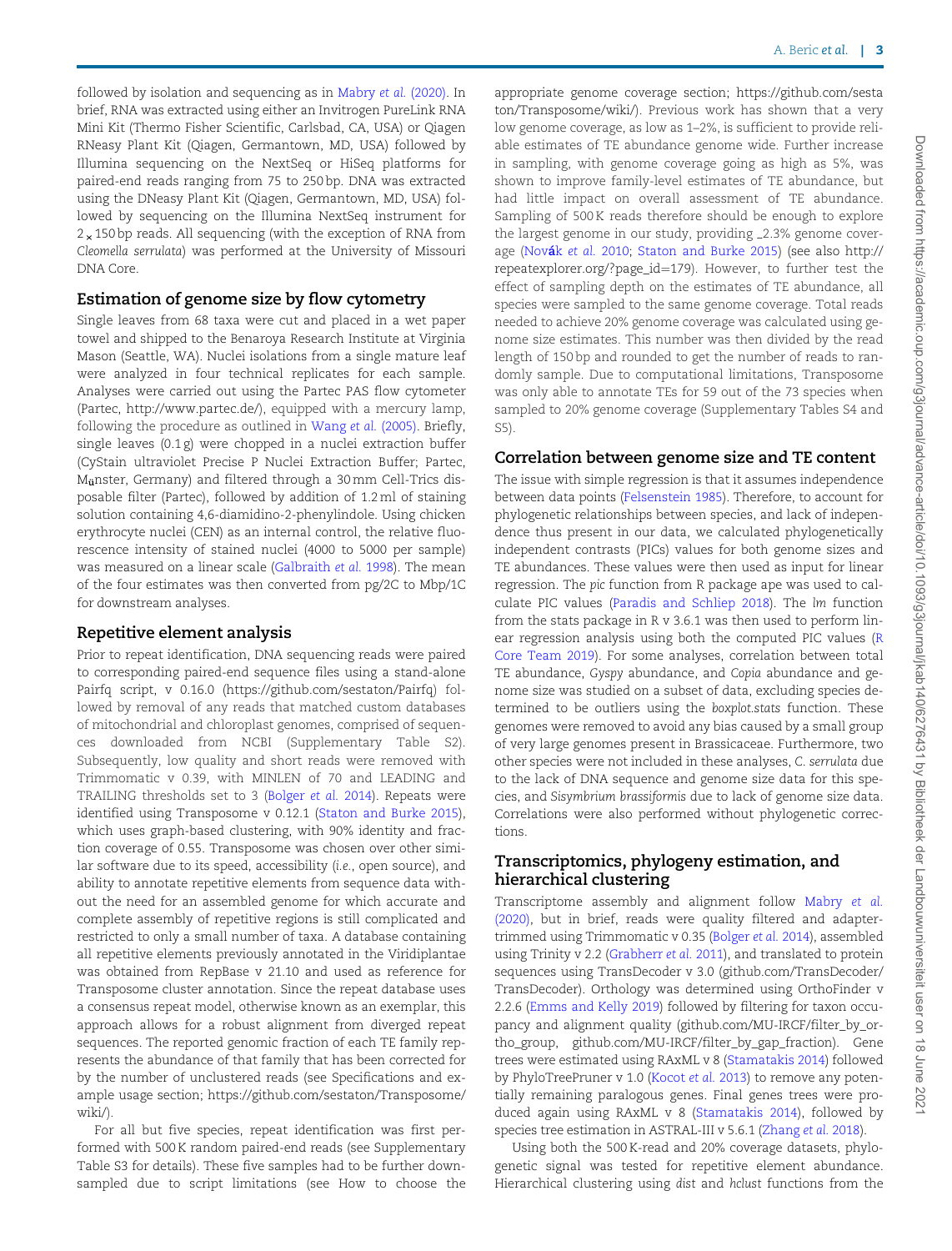followed by isolation and sequencing as in Mabry *et al.* (2020). In brief, RNA was extracted using either an Invitrogen PureLink RNA Mini Kit (Thermo Fisher Scientific, Carlsbad, CA, USA) or Qiagen RNeasy Plant Kit (Qiagen, Germantown, MD, USA) followed by Illumina sequencing on the NextSeq or HiSeq platforms for paired-end reads ranging from 75 to 250 bp. DNA was extracted using the DNeasy Plant Kit (Qiagen, Germantown, MD, USA) followed by sequencing on the Illumina NextSeq instrument for $2 \times 150$ bp reads. All sequencing (with the exception of RNA from *Cleomella serrulata*) was performed at the University of Missouri DNA Core.

## Estimation of genome size by flow cytometry

Single leaves from 68 taxa were cut and placed in a wet paper towel and shipped to the Benaroya Research Institute at Virginia Mason (Seattle, WA). Nuclei isolations from a single mature leaf were analyzed in four technical replicates for each sample. Analyses were carried out using the Partec PAS flow cytometer (Partec, http://www.partec.de/), equipped with a mercury lamp, following the procedure as outlined in Wang *et al.* (2005). Briefly, single leaves (0.1 g) were chopped in a nuclei extraction buffer (CyStain ultraviolet Precise P Nuclei Extraction Buffer; Partec, Münster, Germany) and filtered through a 30 mm Cell-Trics disposable filter (Partec), followed by addition of 1.2 ml of staining solution containing 4,6-diamidino-2-phenylindole. Using chicken erythrocyte nuclei (CEN) as an internal control, the relative fluorescence intensity of stained nuclei (4000 to 5000 per sample) was measured on a linear scale (Galbraith *et al.* 1998). The mean of the four estimates was then converted from pg/2C to Mbp/1C for downstream analyses.

## Repetitive element analysis

Prior to repeat identification, DNA sequencing reads were paired to corresponding paired-end sequence files using a stand-alone Pairfq script, v 0.16.0 (https://github.com/sestaton/Pairfq) followed by removal of any reads that matched custom databases of mitochondrial and chloroplast genomes, comprised of sequences downloaded from NCBI (Supplementary Table S2). Subsequently, low quality and short reads were removed with Trimmomatic v 0.39, with MINLEN of 70 and LEADING and TRAILING thresholds set to 3 (Bolger *et al.* 2014). Repeats were identified using Transposome v 0.12.1 (Staton and Burke 2015), which uses graph-based clustering, with 90% identity and fraction coverage of 0.55. Transposome was chosen over other similar software due to its speed, accessibility (*i.e.*, open source), and ability to annotate repetitive elements from sequence data without the need for an assembled genome for which accurate and complete assembly of repetitive regions is still complicated and restricted to only a small number of taxa. A database containing all repetitive elements previously annotated in the Viridiplantae was obtained from RepBase v 21.10 and used as reference for Transposome cluster annotation. Since the repeat database uses a consensus repeat model, otherwise known as an exemplar, this approach allows for a robust alignment from diverged repeat sequences. The reported genomic fraction of each TE family represents the abundance of that family that has been corrected for by the number of unclustered reads (see Specifications and example usage section; https://github.com/sestaton/Transposome/wiki/).

For all but five species, repeat identification was first performed with 500 K random paired-end reads (see Supplementary Table S3 for details). These five samples had to be further downsampled due to script limitations (see How to choose the appropriate genome coverage section; https://github.com/sestaton/Transposome/wiki/). Previous work has shown that a very low genome coverage, as low as 1–2%, is sufficient to provide reliable estimates of TE abundance genome wide. Further increase in sampling, with genome coverage going as high as 5%, was shown to improve family-level estimates of TE abundance, but had little impact on overall assessment of TE abundance. Sampling of 500 K reads therefore should be enough to explore the largest genome in our study, providing ~2.3% genome coverage (Novák *et al.* 2010; Staton and Burke 2015) (see also http://repeatexplorer.org/?page_id=179). However, to further test the effect of sampling depth on the estimates of TE abundance, all species were sampled to the same genome coverage. Total reads needed to achieve 20% genome coverage was calculated using genome size estimates. This number was then divided by the read length of 150 bp and rounded to get the number of reads to randomly sample. Due to computational limitations, Transposome was only able to annotate TEs for 59 out of the 73 species when sampled to 20% genome coverage (Supplementary Tables S4 and S5).

## Correlation between genome size and TE content

The issue with simple regression is that it assumes independence between data points (Felsenstein 1985). Therefore, to account for phylogenetic relationships between species, and lack of independence thus present in our data, we calculated phylogenetically independent contrasts (PICs) values for both genome sizes and TE abundances. These values were then used as input for linear regression. The *pic* function from R package ape was used to calculate PIC values (Paradis and Schliep 2018). The *lm* function from the stats package in R v 3.6.1 was then used to perform linear regression analysis using both the computed PIC values (R Core Team 2019). For some analyses, correlation between total TE abundance, *Gyspy* abundance, and *Copia* abundance and genome size was studied on a subset of data, excluding species determined to be outliers using the *boxplot.stats* function. These genomes were removed to avoid any bias caused by a small group of very large genomes present in Brassicaceae. Furthermore, two other species were not included in these analyses, *C. serrulata* due to the lack of DNA sequence and genome size data for this species, and *Sisymbrium brassiformis* due to lack of genome size data. Correlations were also performed without phylogenetic corrections.

## Transcriptomics, phylogeny estimation, and hierarchical clustering

Transcriptome assembly and alignment follow Mabry *et al.* (2020), but in brief, reads were quality filtered and adapter-trimmed using Trimmomatic v 0.35 (Bolger *et al.* 2014), assembled using Trinity v 2.2 (Grabherr *et al.* 2011), and translated to protein sequences using TransDecoder v 3.0 (github.com/TransDecoder/TransDecoder). Orthology was determined using OrthoFinder v 2.2.6 (Emms and Kelly 2019) followed by filtering for taxon occupancy and alignment quality (github.com/MU-IRCF/filter_by_ortho_group, github.com/MU-IRCF/filter_by_gap_fraction). Gene trees were estimated using RAxML v 8 (Stamatakis 2014) followed by PhyloTreePruner v 1.0 (Kocot *et al.* 2013) to remove any potentially remaining paralogous genes. Final genes trees were produced again using RAxML v 8 (Stamatakis 2014), followed by species tree estimation in ASTRAL-III v 5.6.1 (Zhang *et al.* 2018).

Using both the 500 K-read and 20% coverage datasets, phylogenetic signal was tested for repetitive element abundance. Hierarchical clustering using *dist* and *hclust* functions from the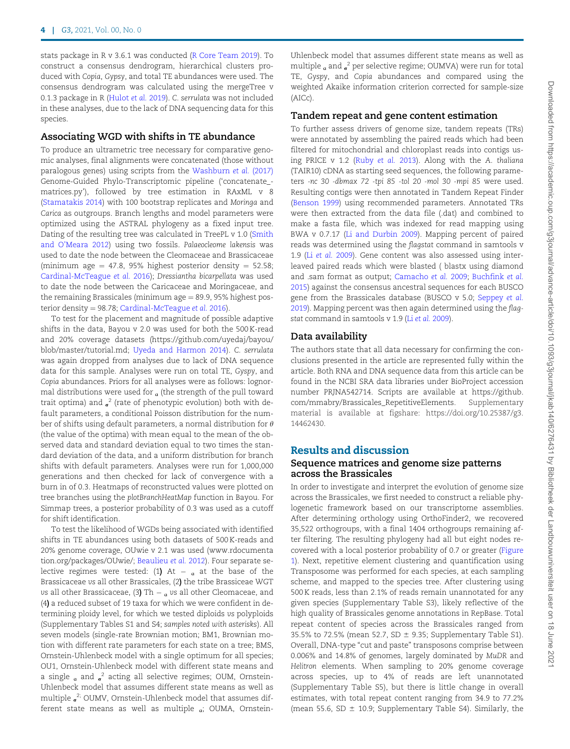stats package in R v 3.6.1 was conducted (R Core Team 2019). To construct a consensus dendrogram, hierarchical clusters produced with *Copia*, *Gypsy*, and total TE abundances were used. The consensus dendrogram was calculated using the mergeTree v 0.1.3 package in R (Hulot *et al.* 2019). *C. serrulata* was not included in these analyses, due to the lack of DNA sequencing data for this species.

## Associating WGD with shifts in TE abundance

To produce an ultrametric tree necessary for comparative genomic analyses, final alignments were concatenated (those without paralogous genes) using scripts from the Washburn *et al.* (2017) Genome-Guided Phylo-Transcriptomic pipeline ('concatenate_matrices.py'), followed by tree estimation in RAxML v 8 (Stamatakis 2014) with 100 bootstrap replicates and *Moringa* and *Carica* as outgroups. Branch lengths and model parameters were optimized using the ASTRAL phylogeny as a fixed input tree. Dating of the resulting tree was calculated in TreePL v 1.0 (Smith and O'Meara 2012) using two fossils. *Palaeocleome lakensis* was used to date the node between the Cleomaceae and Brassicaceae (minimum age = 47.8, 95% highest posterior density = 52.58; Cardinal-McTeague *et al.* 2016); *Dressiantha bicarpellata* was used to date the node between the Caricaceae and Moringaceae, and the remaining Brassicales (minimum age = 89.9, 95% highest posterior density = 98.78; Cardinal-McTeague *et al.* 2016).

To test for the placement and magnitude of possible adaptive shifts in the data, Bayou v 2.0 was used for both the 500 K-read and 20% coverage datasets (https://github.com/uyedaj/bayou/blob/master/tutorial.md; Uyeda and Harmon 2014). *C. serrulata* was again dropped from analyses due to lack of DNA sequence data for this sample. Analyses were run on total TE, *Gyspy*, and *Copia* abundances. Priors for all analyses were as follows: lognormal distributions were used for $_{\alpha}$ (the strength of the pull toward trait optima) and $_{\sigma}{}^{2}$ (rate of phenotypic evolution) both with default parameters, a conditional Poisson distribution for the number of shifts using default parameters, a normal distribution for $\theta$ (the value of the optima) with mean equal to the mean of the observed data and standard deviation equal to two times the standard deviation of the data, and a uniform distribution for branch shifts with default parameters. Analyses were run for 1,000,000 generations and then checked for lack of convergence with a burn in of 0.3. Heatmaps of reconstructed values were plotted on tree branches using the *plotBranchHeatMap* function in Bayou. For Simmap trees, a posterior probability of 0.3 was used as a cutoff for shift identification.

To test the likelihood of WGDs being associated with identified shifts in TE abundances using both datasets of 500 K-reads and 20% genome coverage, OUwie v 2.1 was used (www.rdocumentation.org/packages/OUwie/; Beaulieu *et al.* 2012). Four separate selective regimes were tested: (1**)** At − $_{\alpha}$ at the base of the Brassicaceae *vs* all other Brassicales, (2**)** the tribe Brassiceae WGT *vs* all other Brassicaceae, (3**)** Th − $_{\alpha}$ *vs* all other Cleomaceae, and (4**)** a reduced subset of 19 taxa for which we were confident in determining ploidy level, for which we tested diploids *vs* polyploids (Supplementary Tables S1 and S4; *samples noted with asterisks*). All seven models (single-rate Brownian motion; BM1, Brownian motion with different rate parameters for each state on a tree; BMS, Ornstein-Uhlenbeck model with a single optimum for all species; OU1, Ornstein-Uhlenbeck model with different state means and a single $_{\alpha}$ and $_{\sigma}{}^{2}$ acting all selective regimes; OUM, Ornstein-Uhlenbeck model that assumes different state means as well as multiple $_{\sigma}{}^{2;}$ OUMV, Ornstein-Uhlenbeck model that assumes different state means as well as multiple $_{\alpha}$; OUMA, Ornstein-Uhlenbeck model that assumes different state means as well as multiple $_{\alpha}$ and $_{\sigma}{}^{2}$ per selective regime; OUMVA) were run for total TE, *Gyspy*, and *Copia* abundances and compared using the weighted Akaike information criterion corrected for sample-size (AICc).

## Tandem repeat and gene content estimation

To further assess drivers of genome size, tandem repeats (TRs) were annotated by assembling the paired reads which had been filtered for mitochondrial and chloroplast reads into contigs using PRICE v 1.2 (Ruby *et al.* 2013). Along with the *A. thaliana* (TAIR10) cDNA as starting seed sequences, the following parameters *-nc 30 -dbmax 72 -tpi 85 -tol 20 -mol 30 -mpi* 85 were used. Resulting contigs were then annotated in Tandem Repeat Finder (Benson 1999) using recommended parameters. Annotated TRs were then extracted from the data file (.dat) and combined to make a fasta file, which was indexed for read mapping using BWA v 0.7.17 (Li and Durbin 2009). Mapping percent of paired reads was determined using the *flagstat* command in samtools v 1.9 (Li *et al.* 2009). Gene content was also assessed using interleaved paired reads which were blasted ( blastx using diamond and .sam format as output; Camacho *et al.* 2009; Buchfink *et al.* 2015) against the consensus ancestral sequences for each BUSCO gene from the Brassicales database (BUSCO v 5.0; Seppey *et al.* 2019). Mapping percent was then again determined using the *flagstat* command in samtools v 1.9 (Li *et al.* 2009).

## Data availability

The authors state that all data necessary for confirming the conclusions presented in the article are represented fully within the article. Both RNA and DNA sequence data from this article can be found in the NCBI SRA data libraries under BioProject accession number PRJNA542714. Scripts are available at https://github.com/mmabry/Brassicales_RepetitiveElements. Supplementary material is available at figshare: https://doi.org/10.25387/g3.14462430.

# Results and discussion

## Sequence matrices and genome size patterns across the Brassicales

In order to investigate and interpret the evolution of genome size across the Brassicales, we first needed to construct a reliable phylogenetic framework based on our transcriptome assemblies. After determining orthology using OrthoFinder2, we recovered 35,522 orthogroups, with a final 1404 orthogroups remaining after filtering. The resulting phylogeny had all but eight nodes recovered with a local posterior probability of 0.7 or greater (Figure 1). Next, repetitive element clustering and quantification using Transposome was performed for each species, at each sampling scheme, and mapped to the species tree. After clustering using 500 K reads, less than 2.1% of reads remain unannotated for any given species (Supplementary Table S3), likely reflective of the high quality of Brassicales genome annotations in RepBase. Total repeat content of species across the Brassicales ranged from 35.5% to 72.5% (mean 52.7, SD ± 9.35; Supplementary Table S1). Overall, DNA-type "cut and paste" transposons comprise between 0.006% and 14.8% of genomes, largely dominated by *MuDR* and *Helitron* elements. When sampling to 20% genome coverage across species, up to 4% of reads are left unannotated (Supplementary Table S5), but there is little change in overall estimates, with total repeat content ranging from 34.9 to 77.2% (mean 55.6, SD ± 10.9; Supplementary Table S4). Similarly, the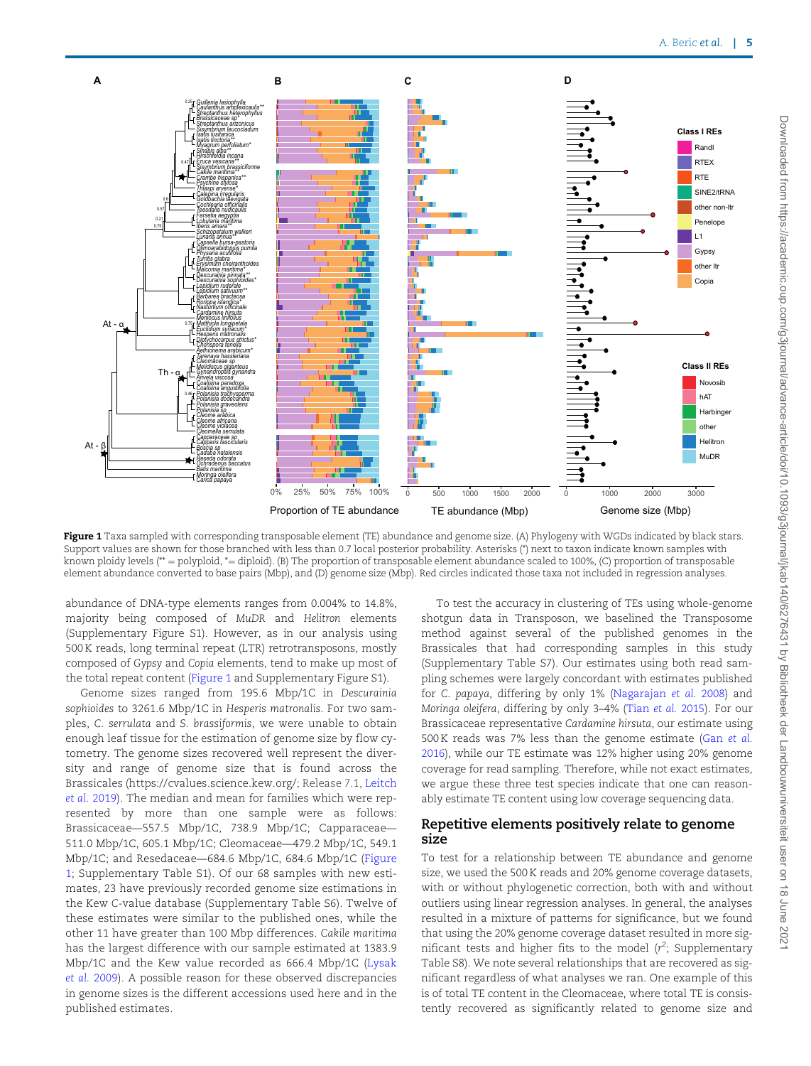**Figure 1** Taxa sampled with corresponding transposable element (TE) abundance and genome size. (A) Phylogeny with WGDs indicated by black stars. Support values are shown for those branched with less than 0.7 local posterior probability. Asterisks (*) next to taxon indicate known samples with known ploidy levels (** = polyploid, *= diploid). (B) The proportion of transposable element abundance scaled to 100%, (C) proportion of transposable element abundance converted to base pairs (Mbp), and (D) genome size (Mbp). Red circles indicated those taxa not included in regression analyses.

abundance of DNA-type elements ranges from 0.004% to 14.8%, majority being composed of *MuDR* and *Helitron* elements (Supplementary Figure S1). However, as in our analysis using 500 K reads, long terminal repeat (LTR) retrotransposons, mostly composed of *Gypsy* and *Copia* elements, tend to make up most of the total repeat content (Figure 1 and Supplementary Figure S1).

Genome sizes ranged from 195.6 Mbp/1C in *Descurainia sophioides* to 3261.6 Mbp/1C in *Hesperis matronalis*. For two samples, *C. serrulata* and *S. brassiformis*, we were unable to obtain enough leaf tissue for the estimation of genome size by flow cytometry. The genome sizes recovered well represent the diversity and range of genome size that is found across the Brassicales (https://cvalues.science.kew.org/; Release 7.1, Leitch *et al.* 2019). The median and mean for families which were represented by more than one sample were as follows: Brassicaceae—557.5 Mbp/1C, 738.9 Mbp/1C; Capparaceae—511.0 Mbp/1C, 605.1 Mbp/1C; Cleomaceae—479.2 Mbp/1C, 549.1 Mbp/1C; and Resedaceae—684.6 Mbp/1C, 684.6 Mbp/1C (Figure 1; Supplementary Table S1). Of our 68 samples with new estimates, 23 have previously recorded genome size estimations in the Kew C-value database (Supplementary Table S6). Twelve of these estimates were similar to the published ones, while the other 11 have greater than 100 Mbp differences. *Cakile maritima* has the largest difference with our sample estimated at 1383.9 Mbp/1C and the Kew value recorded as 666.4 Mbp/1C (Lysak *et al.* 2009). A possible reason for these observed discrepancies in genome sizes is the different accessions used here and in the published estimates.

To test the accuracy in clustering of TEs using whole-genome shotgun data in Transposon, we baselined the Transposome method against several of the published genomes in the Brassicales that had corresponding samples in this study (Supplementary Table S7). Our estimates using both read sampling schemes were largely concordant with estimates published for *C. papaya*, differing by only 1% (Nagarajan *et al.* 2008) and *Moringa oleifera*, differing by only 3–4% (Tian *et al.* 2015). For our Brassicaceae representative *Cardamine hirsuta*, our estimate using 500 K reads was 7% less than the genome estimate (Gan *et al.* 2016), while our TE estimate was 12% higher using 20% genome coverage for read sampling. Therefore, while not exact estimates, we argue these three test species indicate that one can reasonably estimate TE content using low coverage sequencing data.

## Repetitive elements positively relate to genome size

To test for a relationship between TE abundance and genome size, we used the 500 K reads and 20% genome coverage datasets, with or without phylogenetic correction, both with and without outliers using linear regression analyses. In general, the analyses resulted in a mixture of patterns for significance, but we found that using the 20% genome coverage dataset resulted in more significant tests and higher fits to the model ($r^2$; Supplementary Table S8). We note several relationships that are recovered as significant regardless of what analyses we ran. One example of this is of total TE content in the Cleomaceae, where total TE is consistently recovered as significantly related to genome size and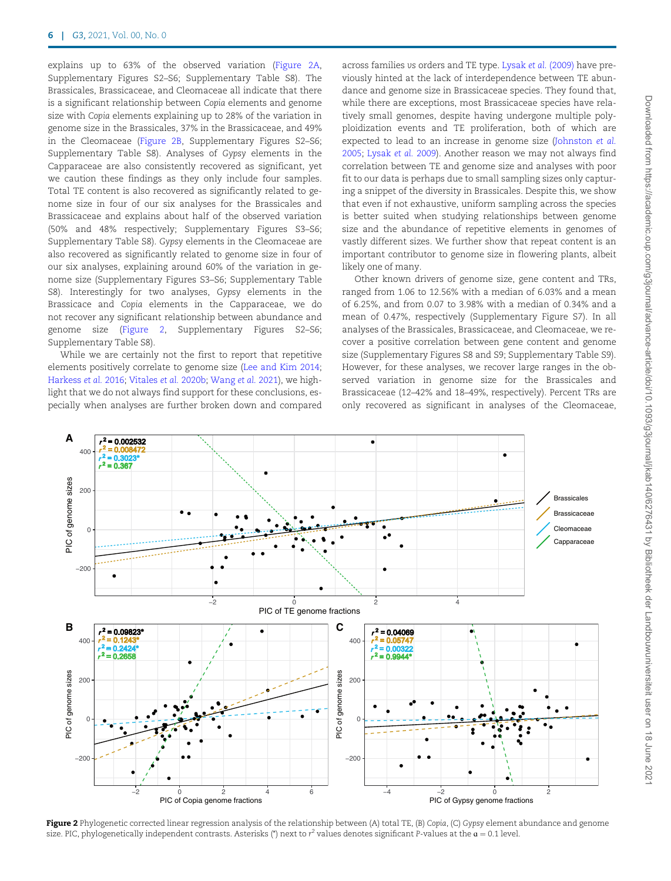explains up to 63% of the observed variation (Figure 2A, Supplementary Figures S2–S6; Supplementary Table S8). The Brassicales, Brassicaceae, and Cleomaceae all indicate that there is a significant relationship between *Copia* elements and genome size with *Copia* elements explaining up to 28% of the variation in genome size in the Brassicales, 37% in the Brassicaceae, and 49% in the Cleomaceae (Figure 2B, Supplementary Figures S2–S6; Supplementary Table S8). Analyses of *Gypsy* elements in the Capparaceae are also consistently recovered as significant, yet we caution these findings as they only include four samples. Total TE content is also recovered as significantly related to genome size in four of our six analyses for the Brassicales and Brassicaceae and explains about half of the observed variation (50% and 48% respectively; Supplementary Figures S3–S6; Supplementary Table S8). *Gypsy* elements in the Cleomaceae are also recovered as significantly related to genome size in four of our six analyses, explaining around 60% of the variation in genome size (Supplementary Figures S3–S6; Supplementary Table S8). Interestingly for two analyses, *Gypsy* elements in the Brassicace and *Copia* elements in the Capparaceae, we do not recover any significant relationship between abundance and genome size (Figure 2, Supplementary Figures S2–S6; Supplementary Table S8).

While we are certainly not the first to report that repetitive elements positively correlate to genome size (Lee and Kim 2014; Harkess *et al.* 2016; Vitales *et al.* 2020b; Wang *et al.* 2021), we highlight that we do not always find support for these conclusions, especially when analyses are further broken down and compared across families *vs* orders and TE type. Lysak *et al.* (2009) have previously hinted at the lack of interdependence between TE abundance and genome size in Brassicaceae species. They found that, while there are exceptions, most Brassicaceae species have relatively small genomes, despite having undergone multiple polyploidization events and TE proliferation, both of which are expected to lead to an increase in genome size (Johnston *et al.* 2005; Lysak *et al.* 2009). Another reason we may not always find correlation between TE and genome size and analyses with poor fit to our data is perhaps due to small sampling sizes only capturing a snippet of the diversity in Brassicales. Despite this, we show that even if not exhaustive, uniform sampling across the species is better suited when studying relationships between genome size and the abundance of repetitive elements in genomes of vastly different sizes. We further show that repeat content is an important contributor to genome size in flowering plants, albeit likely one of many.

Other known drivers of genome size, gene content and TRs, ranged from 1.06 to 12.56% with a median of 6.03% and a mean of 6.25%, and from 0.07 to 3.98% with a median of 0.34% and a mean of 0.47%, respectively (Supplementary Figure S7). In all analyses of the Brassicales, Brassicaceae, and Cleomaceae, we recover a positive correlation between gene content and genome size (Supplementary Figures S8 and S9; Supplementary Table S9). However, for these analyses, we recover large ranges in the observed variation in genome size for the Brassicales and Brassicaceae (12–42% and 18–49%, respectively). Percent TRs are only recovered as significant in analyses of the Cleomaceae,

**Figure 2** Phylogenetic corrected linear regression analysis of the relationship between (A) total TE, (B) *Copia*, (C) *Gypsy* element abundance and genome size. PIC, phylogenetically independent contrasts. Asterisks (*) next to $r^2$ values denotes significant *P*-values at the $\alpha = 0.1$ level.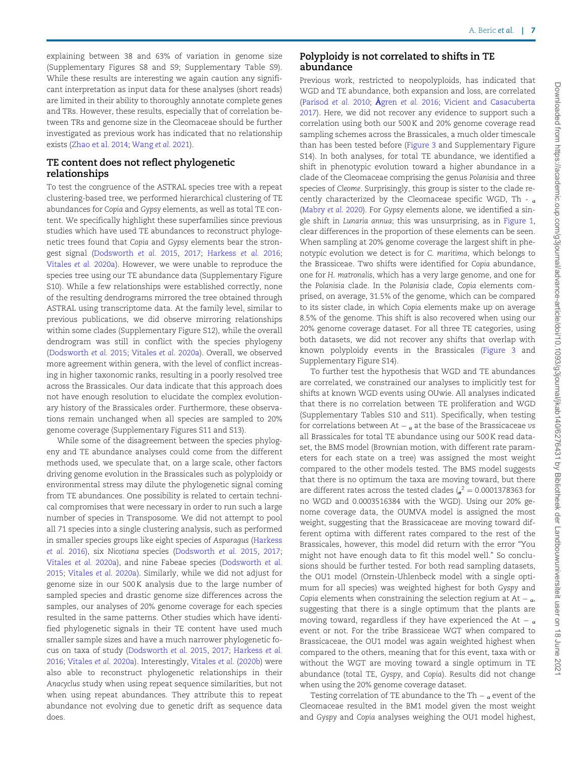explaining between 38 and 63% of variation in genome size (Supplementary Figures S8 and S9; Supplementary Table S9). While these results are interesting we again caution any significant interpretation as input data for these analyses (short reads) are limited in their ability to thoroughly annotate complete genes and TRs. However, these results, especially that of correlation between TRs and genome size in the Cleomaceae should be further investigated as previous work has indicated that no relationship exists (Zhao et al. 2014; Wang *et al.* 2021).

## TE content does not reflect phylogenetic relationships

To test the congruence of the ASTRAL species tree with a repeat clustering-based tree, we performed hierarchical clustering of TE abundances for *Copia* and *Gypsy* elements, as well as total TE content. We specifically highlight these superfamilies since previous studies which have used TE abundances to reconstruct phylogenetic trees found that *Copia* and *Gypsy* elements bear the strongest signal (Dodsworth *et al.* 2015, 2017; Harkess *et al.* 2016; Vitales *et al.* 2020a). However, we were unable to reproduce the species tree using our TE abundance data (Supplementary Figure S10). While a few relationships were established correctly, none of the resulting dendrograms mirrored the tree obtained through ASTRAL using transcriptome data. At the family level, similar to previous publications, we did observe mirroring relationships within some clades (Supplementary Figure S12), while the overall dendrogram was still in conflict with the species phylogeny (Dodsworth *et al.* 2015; Vitales *et al.* 2020a). Overall, we observed more agreement within genera, with the level of conflict increasing in higher taxonomic ranks, resulting in a poorly resolved tree across the Brassicales. Our data indicate that this approach does not have enough resolution to elucidate the complex evolutionary history of the Brassicales order. Furthermore, these observations remain unchanged when all species are sampled to 20% genome coverage (Supplementary Figures S11 and S13).

While some of the disagreement between the species phylogeny and TE abundance analyses could come from the different methods used, we speculate that, on a large scale, other factors driving genome evolution in the Brassicales such as polyploidy or environmental stress may dilute the phylogenetic signal coming from TE abundances. One possibility is related to certain technical compromises that were necessary in order to run such a large number of species in Transposome. We did not attempt to pool all 71 species into a single clustering analysis, such as performed in smaller species groups like eight species of *Asparagus* (Harkess *et al.* 2016), six *Nicotiana* species (Dodsworth *et al.* 2015, 2017; Vitales *et al.* 2020a), and nine Fabeae species (Dodsworth *et al.* 2015; Vitales *et al.* 2020a). Similarly, while we did not adjust for genome size in our 500 K analysis due to the large number of sampled species and drastic genome size differences across the samples, our analyses of 20% genome coverage for each species resulted in the same patterns. Other studies which have identified phylogenetic signals in their TE content have used much smaller sample sizes and have a much narrower phylogenetic focus on taxa of study (Dodsworth *et al.* 2015, 2017; Harkess *et al.* 2016; Vitales *et al.* 2020a). Interestingly, Vitales *et al.* (2020b) were also able to reconstruct phylogenetic relationships in their *Anacyclus* study when using repeat sequence similarities, but not when using repeat abundances. They attribute this to repeat abundance not evolving due to genetic drift as sequence data does.

## Polyploidy is not correlated to shifts in TE abundance

Previous work, restricted to neopolyploids, has indicated that WGD and TE abundance, both expansion and loss, are correlated (Parisod *et al.* 2010; Ågren *et al.* 2016; Vicient and Casacuberta 2017). Here, we did not recover any evidence to support such a correlation using both our 500 K and 20% genome coverage read sampling schemes across the Brassicales, a much older timescale than has been tested before (Figure 3 and Supplementary Figure S14). In both analyses, for total TE abundance, we identified a shift in phenotypic evolution toward a higher abundance in a clade of the Cleomaceae comprising the genus *Polanisia* and three species of *Cleome*. Surprisingly, this group is sister to the clade recently characterized by the Cleomaceae specific WGD, Th - $\alpha$ (Mabry *et al.* 2020). For *Gypsy* elements alone, we identified a single shift in *Lunaria annua*; this was unsurprising, as in Figure 1, clear differences in the proportion of these elements can be seen. When sampling at 20% genome coverage the largest shift in phenotypic evolution we detect is for *C. maritima*, which belongs to the Brassiceae. Two shifts were identified for *Copia* abundance, one for *H. matronalis*, which has a very large genome, and one for the *Polanisia* clade. In the *Polanisia* clade, *Copia* elements comprised, on average, 31.5% of the genome, which can be compared to its sister clade, in which *Copia* elements make up on average 8.5% of the genome. This shift is also recovered when using our 20% genome coverage dataset. For all three TE categories, using both datasets, we did not recover any shifts that overlap with known polyploidy events in the Brassicales (Figure 3 and Supplementary Figure S14).

To further test the hypothesis that WGD and TE abundances are correlated, we constrained our analyses to implicitly test for shifts at known WGD events using OUwie. All analyses indicated that there is no correlation between TE proliferation and WGD (Supplementary Tables S10 and S11). Specifically, when testing for correlations between At − $\alpha$ at the base of the Brassicaceae *vs* all Brassicales for total TE abundance using our 500 K read dataset, the BMS model (Brownian motion, with different rate parameters for each state on a tree) was assigned the most weight compared to the other models tested. The BMS model suggests that there is no optimum the taxa are moving toward, but there are different rates across the tested clades ($\sigma^2 = 0.0001378363$ for no WGD and 0.0003516384 with the WGD). Using our 20% genome coverage data, the OUMVA model is assigned the most weight, suggesting that the Brassicaceae are moving toward different optima with different rates compared to the rest of the Brassicales, however, this model did return with the error "You might not have enough data to fit this model well." So conclusions should be further tested. For both read sampling datasets, the OU1 model (Ornstein-Uhlenbeck model with a single optimum for all species) was weighted highest for both *Gyspy* and *Copia* elements when constraining the selection regium at At − $\alpha$, suggesting that there is a single optimum that the plants are moving toward, regardless if they have experienced the At − $\alpha$ event or not. For the tribe Brassiceae WGT when compared to Brassicaceae, the OU1 model was again weighted highest when compared to the others, meaning that for this event, taxa with or without the WGT are moving toward a single optimum in TE abundance (total TE, *Gyspy*, and *Copia*). Results did not change when using the 20% genome coverage dataset.

Testing correlation of TE abundance to the Th − $\alpha$ event of the Cleomaceae resulted in the BM1 model given the most weight and *Gyspy* and *Copia* analyses weighing the OU1 model highest,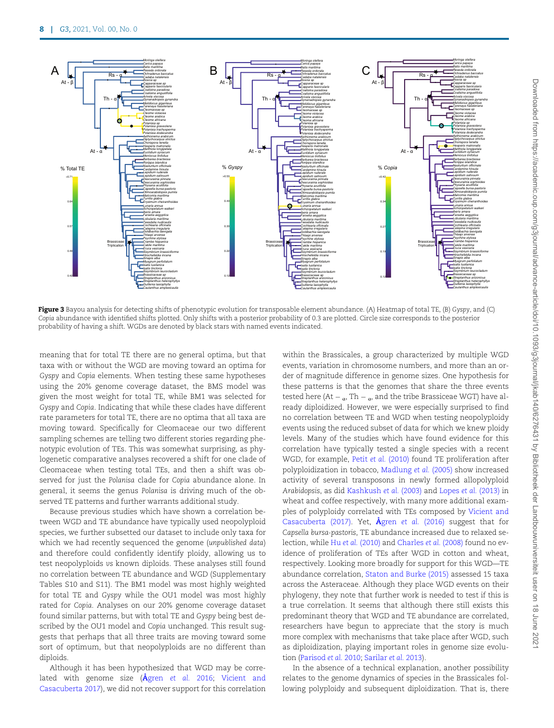**Figure 3** Bayou analysis for detecting shifts of phenotypic evolution for transposable element abundance. (A) Heatmap of total TE, (B) *Gyspy*, and (C) *Copia* abundance with identified shifts plotted. Only shifts with a posterior probability of 0.3 are plotted. Circle size corresponds to the posterior probability of having a shift. WGDs are denoted by black stars with named events indicated.

meaning that for total TE there are no general optima, but that taxa with or without the WGD are moving toward an optima for *Gyspy* and *Copia* elements. When testing these same hypotheses using the 20% genome coverage dataset, the BMS model was given the most weight for total TE, while BM1 was selected for *Gyspy* and *Copia*. Indicating that while these clades have different rate parameters for total TE, there are no optima that all taxa are moving toward. Specifically for Cleomaceae our two different sampling schemes are telling two different stories regarding phenotypic evolution of TEs. This was somewhat surprising, as phylogenetic comparative analyses recovered a shift for one clade of Cleomaceae when testing total TEs, and then a shift was observed for just the *Polanisa* clade for *Copia* abundance alone. In general, it seems the genus *Polanisa* is driving much of the observed TE patterns and further warrants additional study.

Because previous studies which have shown a correlation between WGD and TE abundance have typically used neopolyploid species, we further subsetted our dataset to include only taxa for which we had recently sequenced the genome (*unpublished data*) and therefore could confidently identify ploidy, allowing us to test neopolyploids *vs* known diploids. These analyses still found no correlation between TE abundance and WGD (Supplementary Tables S10 and S11). The BM1 model was most highly weighted for total TE and *Gyspy* while the OU1 model was most highly rated for *Copia*. Analyses on our 20% genome coverage dataset found similar patterns, but with total TE and *Gyspy* being best described by the OU1 model and *Copia* unchanged. This result suggests that perhaps that all three traits are moving toward some sort of optimum, but that neopolyploids are no different than diploids.

Although it has been hypothesized that WGD may be correlated with genome size (Ågren *et al.* 2016; Vicient and Casacuberta 2017), we did not recover support for this correlation within the Brassicales, a group characterized by multiple WGD events, variation in chromosome numbers, and more than an order of magnitude difference in genome sizes. One hypothesis for these patterns is that the genomes that share the three events tested here (At − $_{\alpha}$, Th − $_{\alpha}$, and the tribe Brassiceae WGT) have already diploidized. However, we were especially surprised to find no correlation between TE and WGD when testing neopolyploidy events using the reduced subset of data for which we knew ploidy levels. Many of the studies which have found evidence for this correlation have typically tested a single species with a recent WGD, for example, Petit *et al.* (2010) found TE proliferation after polyploidization in tobacco, Madlung *et al.* (2005) show increased activity of several transposons in newly formed allopolyploid *Arabidopsis*, as did Kashkush *et al.* (2003) and Lopes *et al.* (2013) in wheat and coffee respectively, with many more additional examples of polyploidy correlated with TEs composed by Vicient and Casacuberta (2017). Yet, Ågren *et al.* (2016) suggest that for *Capsella bursa-pastoris*, TE abundance increased due to relaxed selection, while Hu *et al.* (2010) and Charles *et al.* (2008) found no evidence of proliferation of TEs after WGD in cotton and wheat, respectively. Looking more broadly for support for this WGD—TE abundance correlation, Staton and Burke (2015) assessed 15 taxa across the Asteraceae. Although they place WGD events on their phylogeny, they note that further work is needed to test if this is a true correlation. It seems that although there still exists this predominant theory that WGD and TE abundance are correlated, researchers have begun to appreciate that the story is much more complex with mechanisms that take place after WGD, such as diploidization, playing important roles in genome size evolution (Parisod *et al.* 2010; Sarilar *et al.* 2013).

In the absence of a technical explanation, another possibility relates to the genome dynamics of species in the Brassicales following polyploidy and subsequent diploidization. That is, there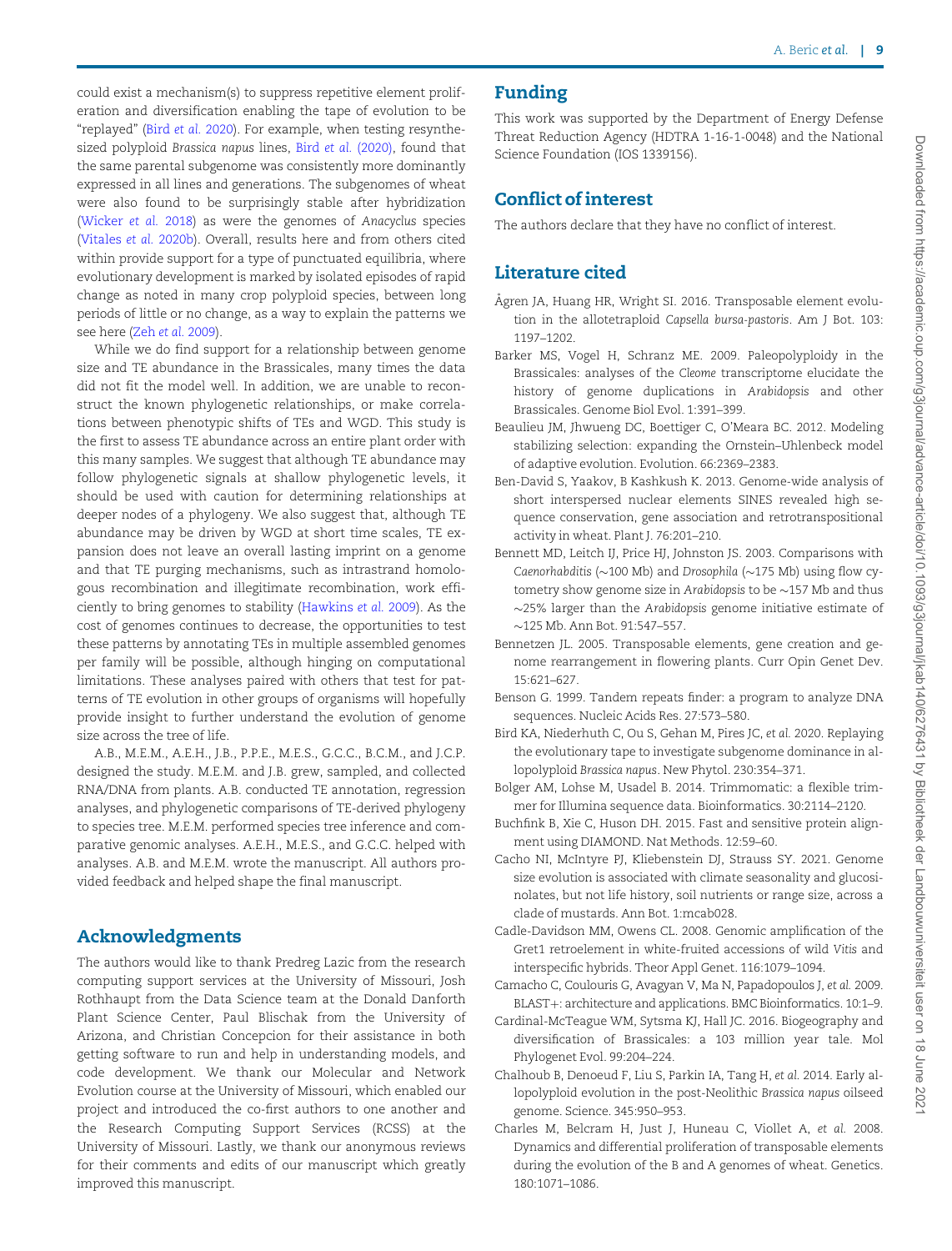could exist a mechanism(s) to suppress repetitive element proliferation and diversification enabling the tape of evolution to be "replayed" (Bird *et al.* 2020). For example, when testing resynthesized polyploid *Brassica napus* lines, Bird *et al.* (2020), found that the same parental subgenome was consistently more dominantly expressed in all lines and generations. The subgenomes of wheat were also found to be surprisingly stable after hybridization (Wicker *et al.* 2018) as were the genomes of *Anacyclus* species (Vitales *et al.* 2020b). Overall, results here and from others cited within provide support for a type of punctuated equilibria, where evolutionary development is marked by isolated episodes of rapid change as noted in many crop polyploid species, between long periods of little or no change, as a way to explain the patterns we see here (Zeh *et al.* 2009).

While we do find support for a relationship between genome size and TE abundance in the Brassicales, many times the data did not fit the model well. In addition, we are unable to reconstruct the known phylogenetic relationships, or make correlations between phenotypic shifts of TEs and WGD. This study is the first to assess TE abundance across an entire plant order with this many samples. We suggest that although TE abundance may follow phylogenetic signals at shallow phylogenetic levels, it should be used with caution for determining relationships at deeper nodes of a phylogeny. We also suggest that, although TE abundance may be driven by WGD at short time scales, TE expansion does not leave an overall lasting imprint on a genome and that TE purging mechanisms, such as intrastrand homologous recombination and illegitimate recombination, work efficiently to bring genomes to stability (Hawkins *et al.* 2009). As the cost of genomes continues to decrease, the opportunities to test these patterns by annotating TEs in multiple assembled genomes per family will be possible, although hinging on computational limitations. These analyses paired with others that test for patterns of TE evolution in other groups of organisms will hopefully provide insight to further understand the evolution of genome size across the tree of life.

A.B., M.E.M., A.E.H., J.B., P.P.E., M.E.S., G.C.C., B.C.M., and J.C.P. designed the study. M.E.M. and J.B. grew, sampled, and collected RNA/DNA from plants. A.B. conducted TE annotation, regression analyses, and phylogenetic comparisons of TE-derived phylogeny to species tree. M.E.M. performed species tree inference and comparative genomic analyses. A.E.H., M.E.S., and G.C.C. helped with analyses. A.B. and M.E.M. wrote the manuscript. All authors provided feedback and helped shape the final manuscript.

## Acknowledgments

The authors would like to thank Predreg Lazic from the research computing support services at the University of Missouri, Josh Rothhaupt from the Data Science team at the Donald Danforth Plant Science Center, Paul Blischak from the University of Arizona, and Christian Concepcion for their assistance in both getting software to run and help in understanding models, and code development. We thank our Molecular and Network Evolution course at the University of Missouri, which enabled our project and introduced the co-first authors to one another and the Research Computing Support Services (RCSS) at the University of Missouri. Lastly, we thank our anonymous reviews for their comments and edits of our manuscript which greatly improved this manuscript.

## Funding

This work was supported by the Department of Energy Defense Threat Reduction Agency (HDTRA 1-16-1-0048) and the National Science Foundation (IOS 1339156).

## Conflict of interest

The authors declare that they have no conflict of interest.

## Literature cited

Ågren JA, Huang HR, Wright SI. 2016. Transposable element evolution in the allotetraploid *Capsella bursa-pastoris*. Am J Bot. 103: 1197–1202.

Barker MS, Vogel H, Schranz ME. 2009. Paleopolyploidy in the Brassicales: analyses of the *Cleome* transcriptome elucidate the history of genome duplications in *Arabidopsis* and other Brassicales. Genome Biol Evol. 1:391–399.

Beaulieu JM, Jhwueng DC, Boettiger C, O'Meara BC. 2012. Modeling stabilizing selection: expanding the Ornstein–Uhlenbeck model of adaptive evolution. Evolution. 66:2369–2383.

Ben-David S, Yaakov, B Kashkush K. 2013. Genome-wide analysis of short interspersed nuclear elements SINES revealed high sequence conservation, gene association and retrotranspositional activity in wheat. Plant J. 76:201–210.

Bennett MD, Leitch IJ, Price HJ, Johnston JS. 2003. Comparisons with *Caenorhabditis* (~100 Mb) and *Drosophila* (~175 Mb) using flow cytometry show genome size in *Arabidopsis* to be ~157 Mb and thus ~25% larger than the *Arabidopsis* genome initiative estimate of ~125 Mb. Ann Bot. 91:547–557.

Bennetzen JL. 2005. Transposable elements, gene creation and genome rearrangement in flowering plants. Curr Opin Genet Dev. 15:621–627.

Benson G. 1999. Tandem repeats finder: a program to analyze DNA sequences. Nucleic Acids Res. 27:573–580.

Bird KA, Niederhuth C, Ou S, Gehan M, Pires JC, *et al.* 2020. Replaying the evolutionary tape to investigate subgenome dominance in allopolyploid *Brassica napus*. New Phytol. 230:354–371.

Bolger AM, Lohse M, Usadel B. 2014. Trimmomatic: a flexible trimmer for Illumina sequence data. Bioinformatics. 30:2114–2120.

Buchfink B, Xie C, Huson DH. 2015. Fast and sensitive protein alignment using DIAMOND. Nat Methods. 12:59–60.

Cacho NI, McIntyre PJ, Kliebenstein DJ, Strauss SY. 2021. Genome size evolution is associated with climate seasonality and glucosinolates, but not life history, soil nutrients or range size, across a clade of mustards. Ann Bot. 1:mcab028.

Cadle-Davidson MM, Owens CL. 2008. Genomic amplification of the Gret1 retroelement in white-fruited accessions of wild *Vitis* and interspecific hybrids. Theor Appl Genet. 116:1079–1094.

Camacho C, Coulouris G, Avagyan V, Ma N, Papadopoulos J, *et al.* 2009. BLAST+: architecture and applications. BMC Bioinformatics. 10:1–9.

Cardinal-McTeague WM, Sytsma KJ, Hall JC. 2016. Biogeography and diversification of Brassicales: a 103 million year tale. Mol Phylogenet Evol. 99:204–224.

Chalhoub B, Denoeud F, Liu S, Parkin IA, Tang H, *et al.* 2014. Early allopolyploid evolution in the post-Neolithic *Brassica napus* oilseed genome. Science. 345:950–953.

Charles M, Belcram H, Just J, Huneau C, Viollet A, *et al.* 2008. Dynamics and differential proliferation of transposable elements during the evolution of the B and A genomes of wheat. Genetics. 180:1071–1086.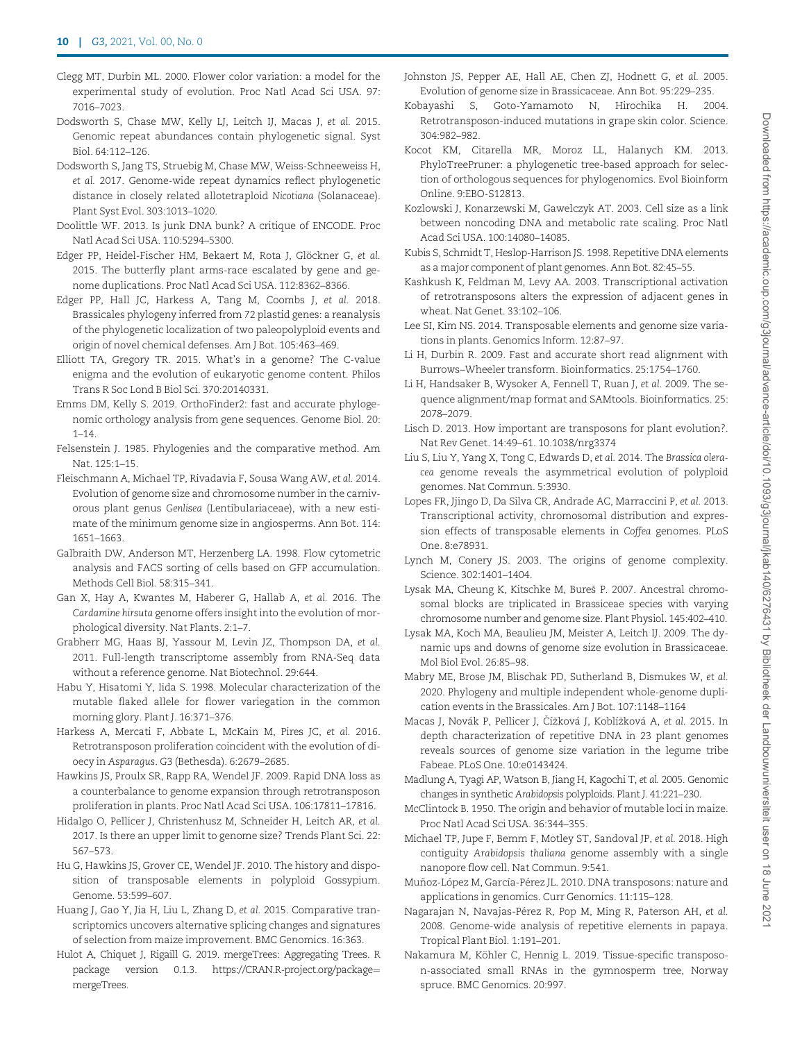Clegg MT, Durbin ML. 2000. Flower color variation: a model for the experimental study of evolution. Proc Natl Acad Sci USA. 97: 7016–7023.

Dodsworth S, Chase MW, Kelly LJ, Leitch IJ, Macas J, *et al.* 2015. Genomic repeat abundances contain phylogenetic signal. Syst Biol. 64:112–126.

Dodsworth S, Jang TS, Struebig M, Chase MW, Weiss-Schneeweiss H, *et al.* 2017. Genome-wide repeat dynamics reflect phylogenetic distance in closely related allotetraploid *Nicotiana* (Solanaceae). Plant Syst Evol. 303:1013–1020.

Doolittle WF. 2013. Is junk DNA bunk? A critique of ENCODE. Proc Natl Acad Sci USA. 110:5294–5300.

Edger PP, Heidel-Fischer HM, Bekaert M, Rota J, Glöckner G, *et al.* 2015. The butterfly plant arms-race escalated by gene and genome duplications. Proc Natl Acad Sci USA. 112:8362–8366.

Edger PP, Hall JC, Harkess A, Tang M, Coombs J, *et al.* 2018. Brassicales phylogeny inferred from 72 plastid genes: a reanalysis of the phylogenetic localization of two paleopolyploid events and origin of novel chemical defenses. Am J Bot. 105:463–469.

Elliott TA, Gregory TR. 2015. What's in a genome? The C-value enigma and the evolution of eukaryotic genome content. Philos Trans R Soc Lond B Biol Sci. 370:20140331.

Emms DM, Kelly S. 2019. OrthoFinder2: fast and accurate phylogenomic orthology analysis from gene sequences. Genome Biol. 20: 1–14.

Felsenstein J. 1985. Phylogenies and the comparative method. Am Nat. 125:1–15.

Fleischmann A, Michael TP, Rivadavia F, Sousa Wang AW, *et al.* 2014. Evolution of genome size and chromosome number in the carnivorous plant genus *Genlisea* (Lentibulariaceae), with a new estimate of the minimum genome size in angiosperms. Ann Bot. 114: 1651–1663.

Galbraith DW, Anderson MT, Herzenberg LA. 1998. Flow cytometric analysis and FACS sorting of cells based on GFP accumulation. Methods Cell Biol. 58:315–341.

Gan X, Hay A, Kwantes M, Haberer G, Hallab A, *et al.* 2016. The *Cardamine hirsuta* genome offers insight into the evolution of morphological diversity. Nat Plants. 2:1–7.

Grabherr MG, Haas BJ, Yassour M, Levin JZ, Thompson DA, *et al.* 2011. Full-length transcriptome assembly from RNA-Seq data without a reference genome. Nat Biotechnol. 29:644.

Habu Y, Hisatomi Y, Iida S. 1998. Molecular characterization of the mutable flaked allele for flower variegation in the common morning glory. Plant J. 16:371–376.

Harkess A, Mercati F, Abbate L, McKain M, Pires JC, *et al.* 2016. Retrotransposon proliferation coincident with the evolution of dioecy in *Asparagus*. G3 (Bethesda). 6:2679–2685.

Hawkins JS, Proulx SR, Rapp RA, Wendel JF. 2009. Rapid DNA loss as a counterbalance to genome expansion through retrotransposon proliferation in plants. Proc Natl Acad Sci USA. 106:17811–17816.

Hidalgo O, Pellicer J, Christenhusz M, Schneider H, Leitch AR, *et al.* 2017. Is there an upper limit to genome size? Trends Plant Sci. 22: 567–573.

Hu G, Hawkins JS, Grover CE, Wendel JF. 2010. The history and disposition of transposable elements in polyploid Gossypium. Genome. 53:599–607.

Huang J, Gao Y, Jia H, Liu L, Zhang D, *et al.* 2015. Comparative transcriptomics uncovers alternative splicing changes and signatures of selection from maize improvement. BMC Genomics. 16:363.

Hulot A, Chiquet J, Rigaill G. 2019. mergeTrees: Aggregating Trees. R package version 0.1.3. https://CRAN.R-project.org/package=mergeTrees.

Johnston JS, Pepper AE, Hall AE, Chen ZJ, Hodnett G, *et al.* 2005. Evolution of genome size in Brassicaceae. Ann Bot. 95:229–235.

Kobayashi S, Goto-Yamamoto N, Hirochika H. 2004. Retrotransposon-induced mutations in grape skin color. Science. 304:982–982.

Kocot KM, Citarella MR, Moroz LL, Halanych KM. 2013. PhyloTreePruner: a phylogenetic tree-based approach for selection of orthologous sequences for phylogenomics. Evol Bioinform Online. 9:EBO-S12813.

Kozlowski J, Konarzewski M, Gawelczyk AT. 2003. Cell size as a link between noncoding DNA and metabolic rate scaling. Proc Natl Acad Sci USA. 100:14080–14085.

Kubis S, Schmidt T, Heslop-Harrison JS. 1998. Repetitive DNA elements as a major component of plant genomes. Ann Bot. 82:45–55.

Kashkush K, Feldman M, Levy AA. 2003. Transcriptional activation of retrotransposons alters the expression of adjacent genes in wheat. Nat Genet. 33:102–106.

Lee SI, Kim NS. 2014. Transposable elements and genome size variations in plants. Genomics Inform. 12:87–97.

Li H, Durbin R. 2009. Fast and accurate short read alignment with Burrows–Wheeler transform. Bioinformatics. 25:1754–1760.

Li H, Handsaker B, Wysoker A, Fennell T, Ruan J, *et al.* 2009. The sequence alignment/map format and SAMtools. Bioinformatics. 25: 2078–2079.

Lisch D. 2013. How important are transposons for plant evolution?. Nat Rev Genet. 14:49–61. 10.1038/nrg3374

Liu S, Liu Y, Yang X, Tong C, Edwards D, *et al.* 2014. The *Brassica oleracea* genome reveals the asymmetrical evolution of polyploid genomes. Nat Commun. 5:3930.

Lopes FR, Jjingo D, Da Silva CR, Andrade AC, Marraccini P, *et al.* 2013. Transcriptional activity, chromosomal distribution and expression effects of transposable elements in *Coffea* genomes. PLoS One. 8:e78931.

Lynch M, Conery JS. 2003. The origins of genome complexity. Science. 302:1401–1404.

Lysak MA, Cheung K, Kitschke M, Bureš P. 2007. Ancestral chromosomal blocks are triplicated in Brassiceae species with varying chromosome number and genome size. Plant Physiol. 145:402–410.

Lysak MA, Koch MA, Beaulieu JM, Meister A, Leitch IJ. 2009. The dynamic ups and downs of genome size evolution in Brassicaceae. Mol Biol Evol. 26:85–98.

Mabry ME, Brose JM, Blischak PD, Sutherland B, Dismukes W, *et al.* 2020. Phylogeny and multiple independent whole-genome duplication events in the Brassicales. Am J Bot. 107:1148–1164

Macas J, Novák P, Pellicer J, Čížková J, Koblížková A, *et al.* 2015. In depth characterization of repetitive DNA in 23 plant genomes reveals sources of genome size variation in the legume tribe Fabeae. PLoS One. 10:e0143424.

Madlung A, Tyagi AP, Watson B, Jiang H, Kagochi T, *et al.* 2005. Genomic changes in synthetic *Arabidopsis* polyploids. Plant J. 41:221–230.

McClintock B. 1950. The origin and behavior of mutable loci in maize. Proc Natl Acad Sci USA. 36:344–355.

Michael TP, Jupe F, Bemm F, Motley ST, Sandoval JP, *et al.* 2018. High contiguity *Arabidopsis thaliana* genome assembly with a single nanopore flow cell. Nat Commun. 9:541.

Muñoz-López M, García-Pérez JL. 2010. DNA transposons: nature and applications in genomics. Curr Genomics. 11:115–128.

Nagarajan N, Navajas-Pérez R, Pop M, Ming R, Paterson AH, *et al.* 2008. Genome-wide analysis of repetitive elements in papaya. Tropical Plant Biol. 1:191–201.

Nakamura M, Köhler C, Hennig L. 2019. Tissue-specific transposon-associated small RNAs in the gymnosperm tree, Norway spruce. BMC Genomics. 20:997.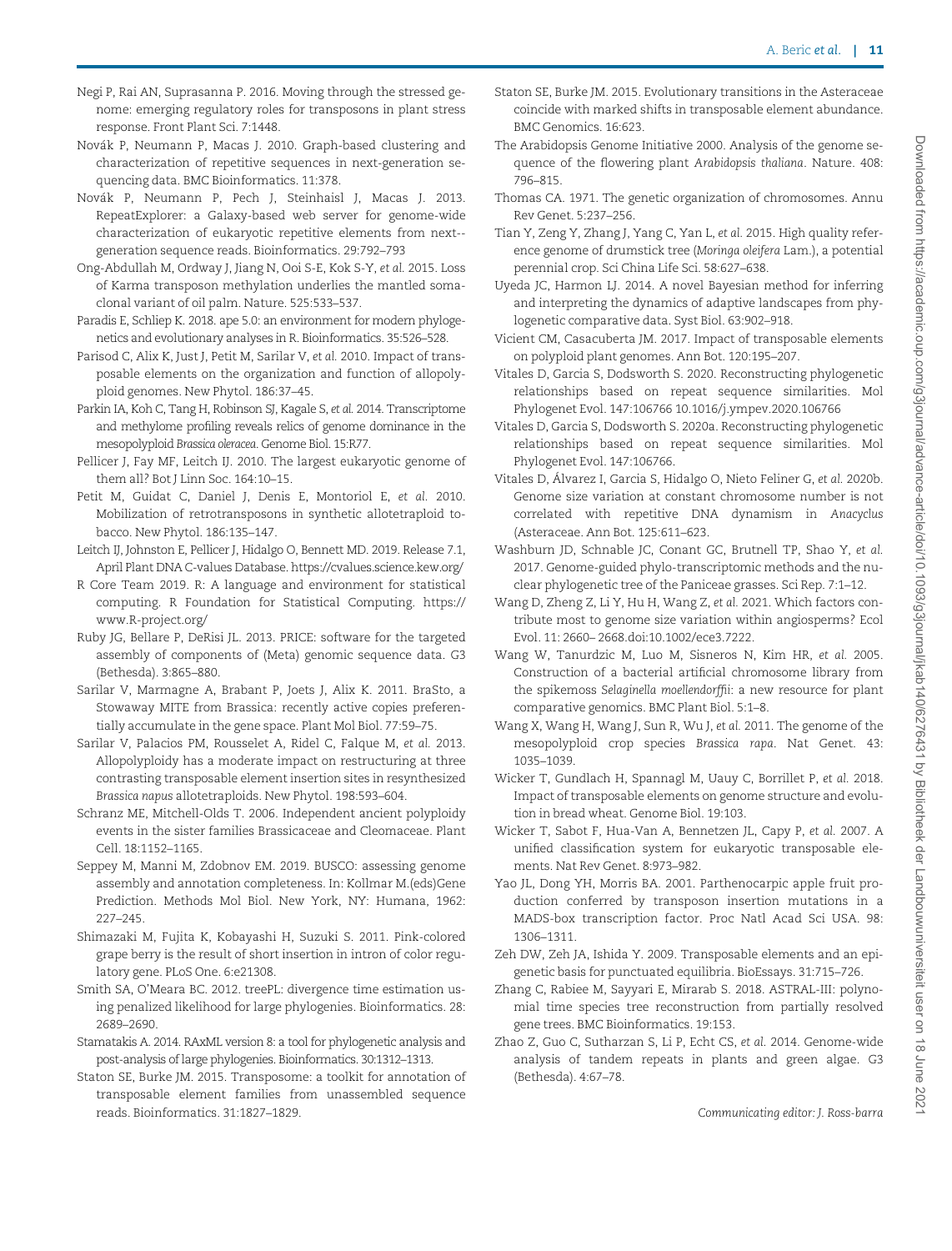Negi P, Rai AN, Suprasanna P. 2016. Moving through the stressed genome: emerging regulatory roles for transposons in plant stress response. Front Plant Sci. 7:1448.

Novák P, Neumann P, Macas J. 2010. Graph-based clustering and characterization of repetitive sequences in next-generation sequencing data. BMC Bioinformatics. 11:378.

Novák P, Neumann P, Pech J, Steinhaisl J, Macas J. 2013. RepeatExplorer: a Galaxy-based web server for genome-wide characterization of eukaryotic repetitive elements from next-generation sequence reads. Bioinformatics. 29:792–793

Ong-Abdullah M, Ordway J, Jiang N, Ooi S-E, Kok S-Y, *et al.* 2015. Loss of Karma transposon methylation underlies the mantled somaclonal variant of oil palm. Nature. 525:533–537.

Paradis E, Schliep K. 2018. ape 5.0: an environment for modern phylogenetics and evolutionary analyses in R. Bioinformatics. 35:526–528.

Parisod C, Alix K, Just J, Petit M, Sarilar V, *et al.* 2010. Impact of transposable elements on the organization and function of allopolyploid genomes. New Phytol. 186:37–45.

Parkin IA, Koh C, Tang H, Robinson SJ, Kagale S, *et al.* 2014. Transcriptome and methylome profiling reveals relics of genome dominance in the mesopolyploid *Brassica oleracea*. Genome Biol. 15:R77.

Pellicer J, Fay MF, Leitch IJ. 2010. The largest eukaryotic genome of them all? Bot J Linn Soc. 164:10–15.

Petit M, Guidat C, Daniel J, Denis E, Montoriol E, *et al.* 2010. Mobilization of retrotransposons in synthetic allotetraploid tobacco. New Phytol. 186:135–147.

Leitch IJ, Johnston E, Pellicer J, Hidalgo O, Bennett MD. 2019. Release 7.1, April Plant DNA C-values Database. https://cvalues.science.kew.org/

R Core Team 2019. R: A language and environment for statistical computing. R Foundation for Statistical Computing. https://www.R-project.org/

Ruby JG, Bellare P, DeRisi JL. 2013. PRICE: software for the targeted assembly of components of (Meta) genomic sequence data. G3 (Bethesda). 3:865–880.

Sarilar V, Marmagne A, Brabant P, Joets J, Alix K. 2011. BraSto, a Stowaway MITE from Brassica: recently active copies preferentially accumulate in the gene space. Plant Mol Biol. 77:59–75.

Sarilar V, Palacios PM, Rousselet A, Ridel C, Falque M, *et al.* 2013. Allopolyploidy has a moderate impact on restructuring at three contrasting transposable element insertion sites in resynthesized *Brassica napus* allotetraploids. New Phytol. 198:593–604.

Schranz ME, Mitchell-Olds T. 2006. Independent ancient polyploidy events in the sister families Brassicaceae and Cleomaceae. Plant Cell. 18:1152–1165.

Seppey M, Manni M, Zdobnov EM. 2019. BUSCO: assessing genome assembly and annotation completeness. In: Kollmar M.(eds)Gene Prediction. Methods Mol Biol. New York, NY: Humana, 1962: 227–245.

Shimazaki M, Fujita K, Kobayashi H, Suzuki S. 2011. Pink-colored grape berry is the result of short insertion in intron of color regulatory gene. PLoS One. 6:e21308.

Smith SA, O'Meara BC. 2012. treePL: divergence time estimation using penalized likelihood for large phylogenies. Bioinformatics. 28: 2689–2690.

Stamatakis A. 2014. RAxML version 8: a tool for phylogenetic analysis and post-analysis of large phylogenies. Bioinformatics. 30:1312–1313.

Staton SE, Burke JM. 2015. Transposome: a toolkit for annotation of transposable element families from unassembled sequence reads. Bioinformatics. 31:1827–1829.

Staton SE, Burke JM. 2015. Evolutionary transitions in the Asteraceae coincide with marked shifts in transposable element abundance. BMC Genomics. 16:623.

The Arabidopsis Genome Initiative 2000. Analysis of the genome sequence of the flowering plant *Arabidopsis thaliana*. Nature. 408: 796–815.

Thomas CA. 1971. The genetic organization of chromosomes. Annu Rev Genet. 5:237–256.

Tian Y, Zeng Y, Zhang J, Yang C, Yan L, *et al.* 2015. High quality reference genome of drumstick tree (*Moringa oleifera* Lam.), a potential perennial crop. Sci China Life Sci. 58:627–638.

Uyeda JC, Harmon LJ. 2014. A novel Bayesian method for inferring and interpreting the dynamics of adaptive landscapes from phylogenetic comparative data. Syst Biol. 63:902–918.

Vicient CM, Casacuberta JM. 2017. Impact of transposable elements on polyploid plant genomes. Ann Bot. 120:195–207.

Vitales D, Garcia S, Dodsworth S. 2020. Reconstructing phylogenetic relationships based on repeat sequence similarities. Mol Phylogenet Evol. 147:106766 10.1016/j.ympev.2020.106766

Vitales D, Garcia S, Dodsworth S. 2020a. Reconstructing phylogenetic relationships based on repeat sequence similarities. Mol Phylogenet Evol. 147:106766.

Vitales D, Álvarez I, Garcia S, Hidalgo O, Nieto Feliner G, *et al.* 2020b. Genome size variation at constant chromosome number is not correlated with repetitive DNA dynamism in *Anacyclus* (Asteraceae. Ann Bot. 125:611–623.

Washburn JD, Schnable JC, Conant GC, Brutnell TP, Shao Y, *et al.* 2017. Genome-guided phylo-transcriptomic methods and the nuclear phylogenetic tree of the Paniceae grasses. Sci Rep. 7:1–12.

Wang D, Zheng Z, Li Y, Hu H, Wang Z, *et al.* 2021. Which factors contribute most to genome size variation within angiosperms? Ecol Evol. 11: 2660– 2668.doi:10.1002/ece3.7222.

Wang W, Tanurdzic M, Luo M, Sisneros N, Kim HR, *et al.* 2005. Construction of a bacterial artificial chromosome library from the spikemoss *Selaginella moellendorffii*: a new resource for plant comparative genomics. BMC Plant Biol. 5:1–8.

Wang X, Wang H, Wang J, Sun R, Wu J, *et al.* 2011. The genome of the mesopolyploid crop species *Brassica rapa*. Nat Genet. 43: 1035–1039.

Wicker T, Gundlach H, Spannagl M, Uauy C, Borrillet P, *et al.* 2018. Impact of transposable elements on genome structure and evolution in bread wheat. Genome Biol. 19:103.

Wicker T, Sabot F, Hua-Van A, Bennetzen JL, Capy P, *et al.* 2007. A unified classification system for eukaryotic transposable elements. Nat Rev Genet. 8:973–982.

Yao JL, Dong YH, Morris BA. 2001. Parthenocarpic apple fruit production conferred by transposon insertion mutations in a MADS-box transcription factor. Proc Natl Acad Sci USA. 98: 1306–1311.

Zeh DW, Zeh JA, Ishida Y. 2009. Transposable elements and an epigenetic basis for punctuated equilibria. BioEssays. 31:715–726.

Zhang C, Rabiee M, Sayyari E, Mirarab S. 2018. ASTRAL-III: polynomial time species tree reconstruction from partially resolved gene trees. BMC Bioinformatics. 19:153.

Zhao Z, Guo C, Sutharzan S, Li P, Echt CS, *et al.* 2014. Genome-wide analysis of tandem repeats in plants and green algae. G3 (Bethesda). 4:67–78.

*Communicating editor: J. Ross-barra*